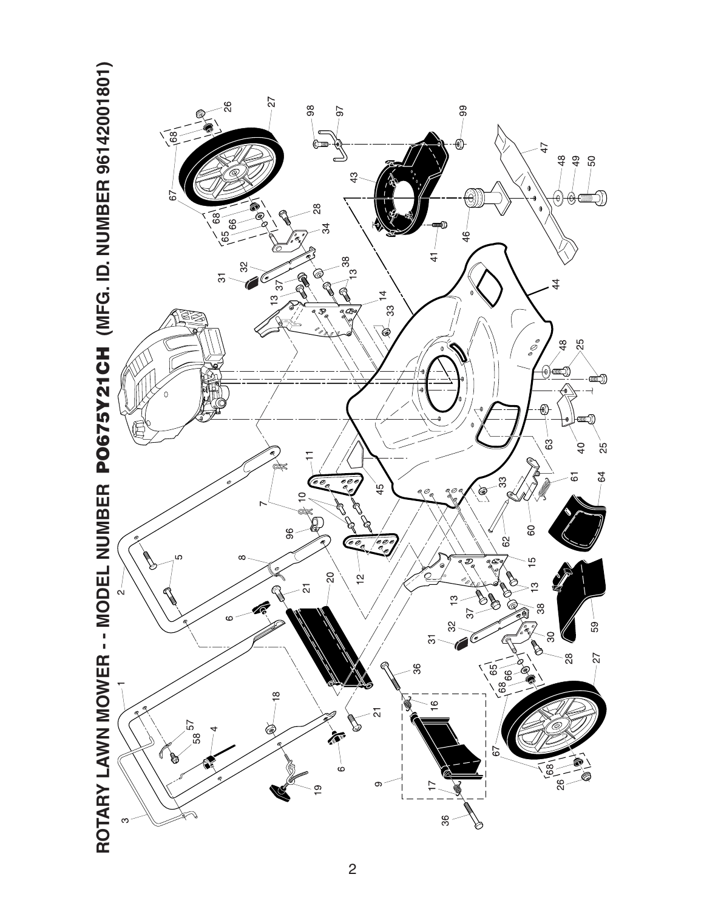# ROTARY LAWN MOWER - - MODEL NUMBER PO675Y21CH (MFG. ID. NUMBER 96142001801)

1 2 3 4 5 6 7 8 9 10 11 12 13 14 15 16 17 18 19 20 21 25 26 27 28 30 31 32 33 34 36 37 38 40 41 43 44 45 46 47 48 49 50 57 58 59 60 61 62 63 64 65 66 67 68 96 97 98 99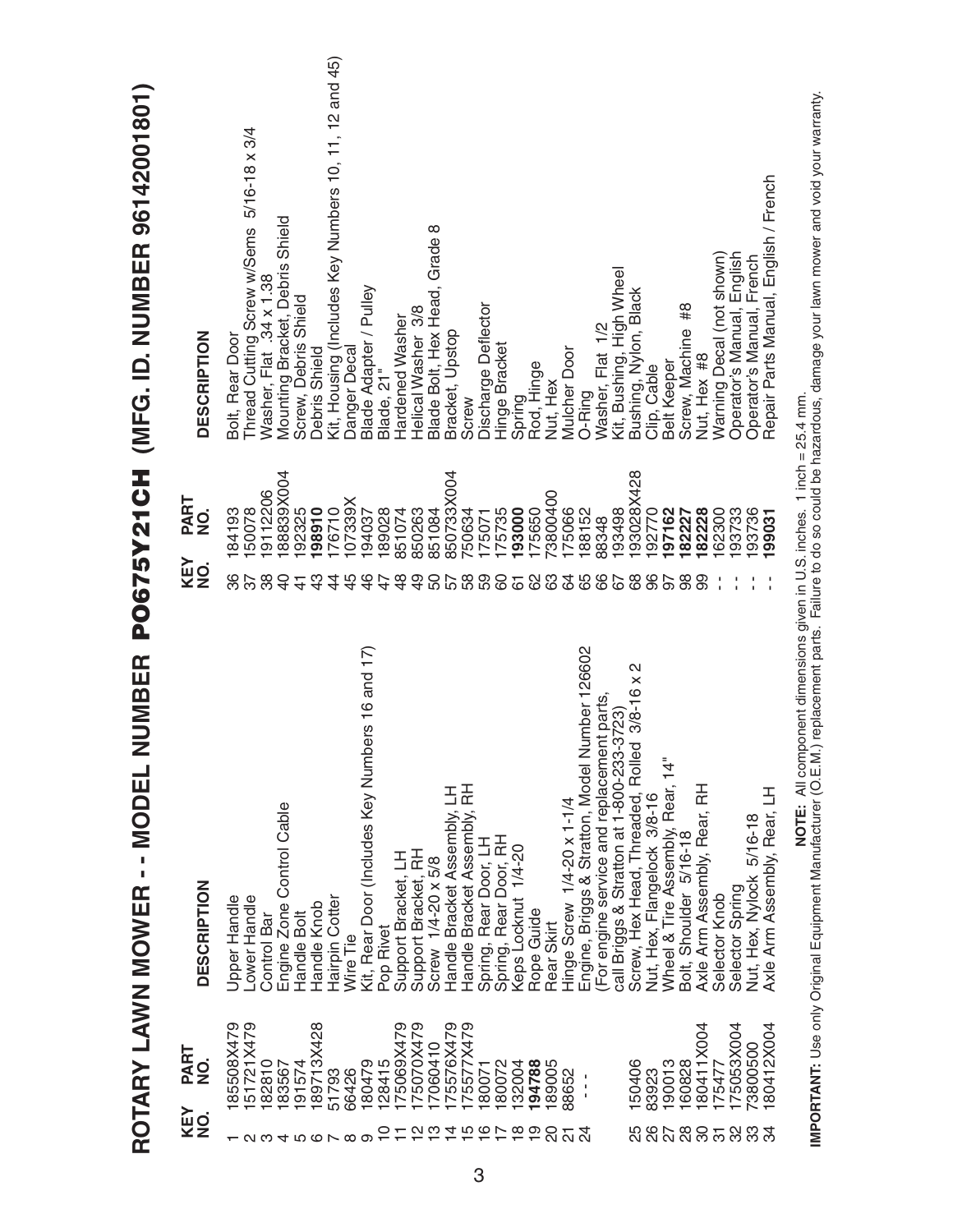# ROTARY LAWN MOWER - - MODEL NUMBER PO675Y21CH (MFG. ID. NUMBER 96142001801)

| KEY NO. | PART NO. | DESCRIPTION |
|---|---|---|
| 1 | 185508X479 | Upper Handle |
| 2 | 151721X479 | Lower Handle |
| 3 | 182810 | Control Bar |
| 4 | 183567 | Engine Zone Control Cable |
| 5 | 191574 | Handle Bolt |
| 6 | 189713X428 | Handle Knob |
| 7 | 51793 | Hairpin Cotter |
| 8 | 66426 | Wire Tie |
| 9 | 180479 | Kit, Rear Door (Includes Key Numbers 16 and 17) |
| 10 | 128415 | Pop Rivet |
| 11 | 175069X479 | Support Bracket, LH |
| 12 | 175070X479 | Support Bracket, RH |
| 13 | 17060410 | Screw 1/4-20 x 5/8 |
| 14 | 175576X479 | Handle Bracket Assembly, LH |
| 15 | 175577X479 | Handle Bracket Assembly, RH |
| 16 | 180071 | Spring, Rear Door, LH |
| 17 | 180072 | Spring, Rear Door, RH |
| 18 | 132004 | Keps Locknut 1/4-20 |
| 19 | **194788** | Rope Guide |
| 20 | 189005 | Rear Skirt |
| 21 | 88652 | Hinge Screw 1/4-20 x 1-1/4 |
| 24 | - - - | Engine, Briggs & Stratton, Model Number 126602 (For engine service and replacement parts, call Briggs & Stratton at 1-800-233-3723) |
| 25 | 150406 | Screw, Hex Head, Threaded, Rolled 3/8-16 x 2 |
| 26 | 83923 | Nut, Hex, Flangelock 3/8-16 |
| 27 | 190013 | Wheel & Tire Assembly, Rear, 14" |
| 28 | 160828 | Bolt, Shoulder 5/16-18 |
| 30 | 180411X004 | Axle Arm Assembly, Rear, RH |
| 31 | 175477 | Selector Knob |
| 32 | 175053X004 | Selector Spring |
| 33 | 73800500 | Nut, Hex, Nylock 5/16-18 |
| 34 | 180412X004 | Axle Arm Assembly, Rear, LH |
| 36 | 184193 | Bolt, Rear Door |
| 37 | 150078 | Thread Cutting Screw w/Sems 5/16-18 x 3/4 |
| 38 | 19112206 | Washer, Flat .34 x 1.38 |
| 40 | 188839X004 | Mounting Bracket, Debris Shield |
| 41 | 192325 | Screw, Debris Shield |
| 43 | **198910** | Debris Shield |
| 44 | 176710 | Kit, Housing (Includes Key Numbers 10, 11, 12 and 45) |
| 45 | 107339X | Danger Decal |
| 46 | 194037 | Blade Adapter / Pulley |
| 47 | 189028 | Blade, 21" |
| 48 | 851074 | Hardened Washer |
| 49 | 850263 | Helical Washer 3/8 |
| 50 | 851084 | Blade Bolt, Hex Head, Grade 8 |
| 57 | 850733X004 | Bracket, Upstop |
| 58 | 750634 | Screw |
| 59 | 175071 | Discharge Deflector |
| 60 | 175735 | Hinge Bracket |
| 61 | **193000** | Spring |
| 62 | 175650 | Rod, Hinge |
| 63 | 73800400 | Nut, Hex |
| 64 | 175066 | Mulcher Door |
| 65 | 188152 | O-Ring |
| 66 | 88348 | Washer, Flat 1/2 |
| 67 | 193498 | Kit, Bushing, High Wheel |
| 68 | 193028X428 | Bushing, Nylon, Black |
| 96 | 192770 | Clip, Cable |
| 97 | **197162** | Belt Keeper |
| 98 | **182227** | Screw, Machine #8 |
| 99 | **182228** | Nut, Hex #8 |
| - - | 162300 | Warning Decal (not shown) |
| - - | 193733 | Operator's Manual, English |
| - - | 193736 | Operator's Manual, French |
| - - | **199031** | Repair Parts Manual, English / French |

**NOTE:** All component dimensions given in U.S. inches. 1 inch = 25.4 mm.

**IMPORTANT:** Use only Original Equipment Manufacturer (O.E.M.) replacement parts. Failure to do so could be hazardous, damage your lawn mower and void your warranty.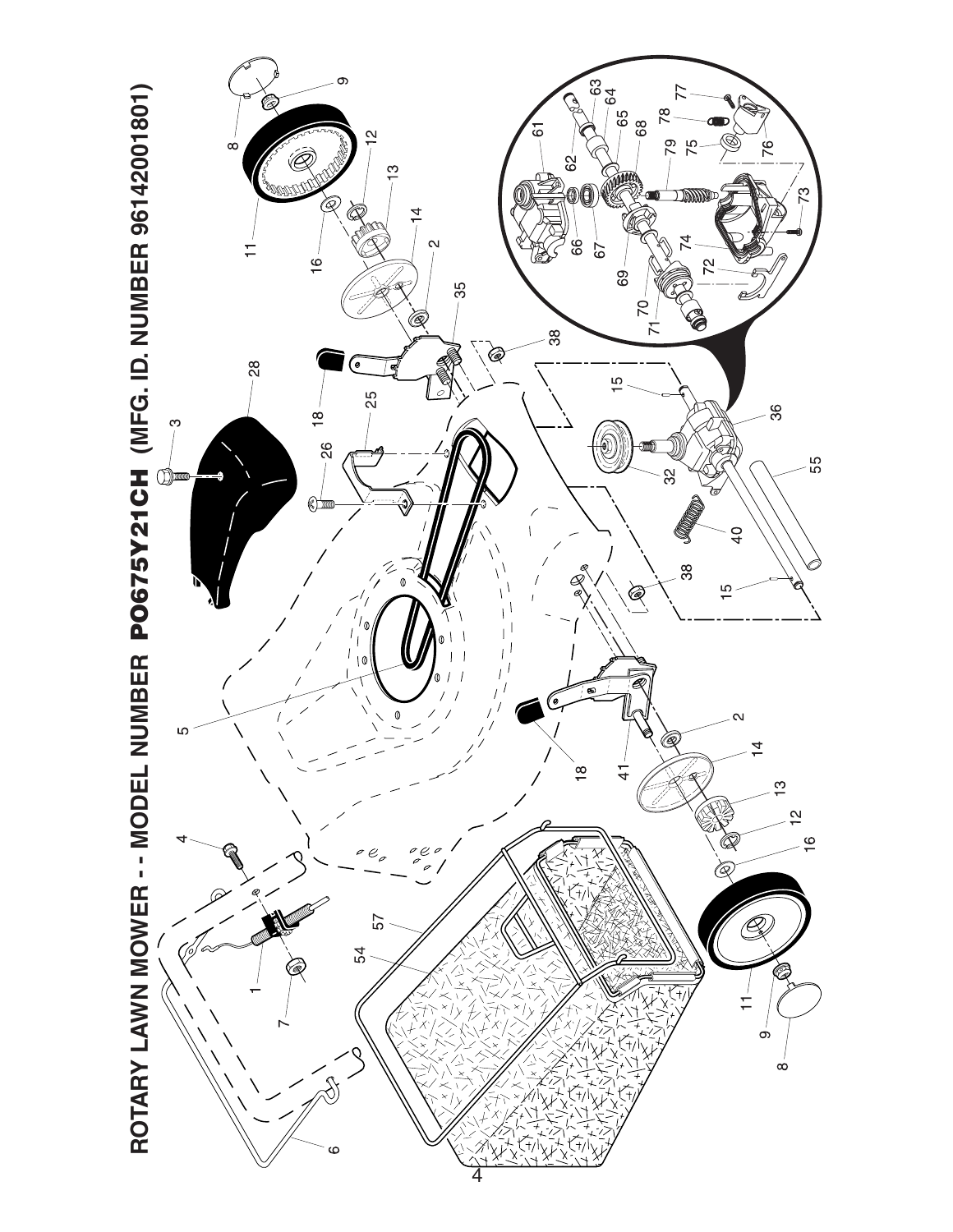# ROTARY LAWN MOWER - - MODEL NUMBER PO675Y21CH (MFG. ID. NUMBER 96142001801)

1 2 3 4 5 6 7 8 9 11 12 13 14 15 16 18 25 26 28 32 35 36 38 40 41 54 55 57 61 62 63 64 65 66 67 68 69 70 71 72 73 74 75 76 77 78 79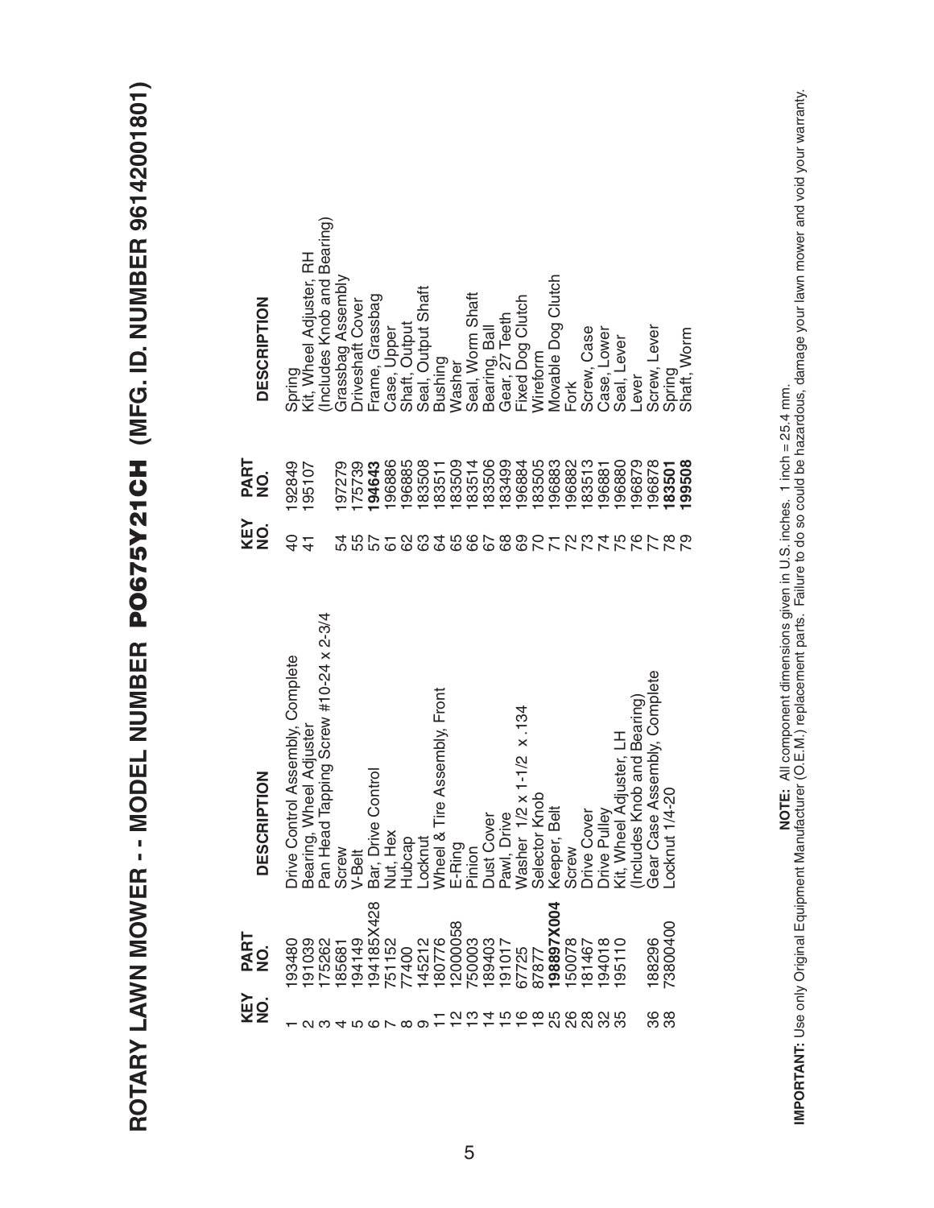# ROTARY LAWN MOWER - - MODEL NUMBER PO675Y21CH (MFG. ID. NUMBER 96142001801)

| KEY NO. | PART NO. | DESCRIPTION |
|---|---|---|
| 1 | 193480 | Drive Control Assembly, Complete |
| 2 | 191039 | Bearing, Wheel Adjuster |
| 3 | 175262 | Pan Head Tapping Screw #10-24 x 2-3/4 |
| 4 | 185681 | Screw |
| 5 | 194149 | V-Belt |
| 6 | 194185X428 | Bar, Drive Control |
| 7 | 751152 | Nut, Hex |
| 8 | 77400 | Hubcap |
| 9 | 145212 | Locknut |
| 11 | 180776 | Wheel & Tire Assembly, Front |
| 12 | 12000058 | E-Ring |
| 13 | 750003 | Pinion |
| 14 | 189403 | Dust Cover |
| 15 | 191017 | Pawl, Drive |
| 16 | 67725 | Washer 1/2 x 1-1/2 x .134 |
| 18 | 87877 | Selector Knob |
| 25 | **198897X004** | Keeper, Belt |
| 26 | 150078 | Screw |
| 28 | 181467 | Drive Cover |
| 32 | 194018 | Drive Pulley |
| 35 | 195110 | Kit, Wheel Adjuster, LH (Includes Knob and Bearing) |
| 36 | 188296 | Gear Case Assembly, Complete |
| 38 | 73800400 | Locknut 1/4-20 |
| 40 | 192849 | Spring |
| 41 | 195107 | Kit, Wheel Adjuster, RH (Includes Knob and Bearing) |
| 54 | 197279 | Grassbag Assembly |
| 55 | 175739 | Driveshaft Cover |
| 57 | **194643** | Frame, Grassbag |
| 61 | 196886 | Case, Upper |
| 62 | 196885 | Shaft, Output |
| 63 | 183508 | Seal, Output Shaft |
| 64 | 183511 | Bushing |
| 65 | 183509 | Washer |
| 66 | 183514 | Seal, Worm Shaft |
| 67 | 183506 | Bearing, Ball |
| 68 | 183499 | Gear, 27 Teeth |
| 69 | 196884 | Fixed Dog Clutch |
| 70 | 183505 | Wireform |
| 71 | 196883 | Movable Dog Clutch |
| 72 | 196882 | Fork |
| 73 | 183513 | Screw, Case |
| 74 | 196881 | Case, Lower |
| 75 | 196880 | Seal, Lever |
| 76 | 196879 | Lever |
| 77 | 196878 | Screw, Lever |
| 78 | **183501** | Spring |
| 79 | **199508** | Shaft, Worm |

**NOTE:** All component dimensions given in U.S. inches. 1 inch = 25.4 mm.

**IMPORTANT:** Use only Original Equipment Manufacturer (O.E.M.) replacement parts. Failure to do so could be hazardous, damage your lawn mower and void your warranty.